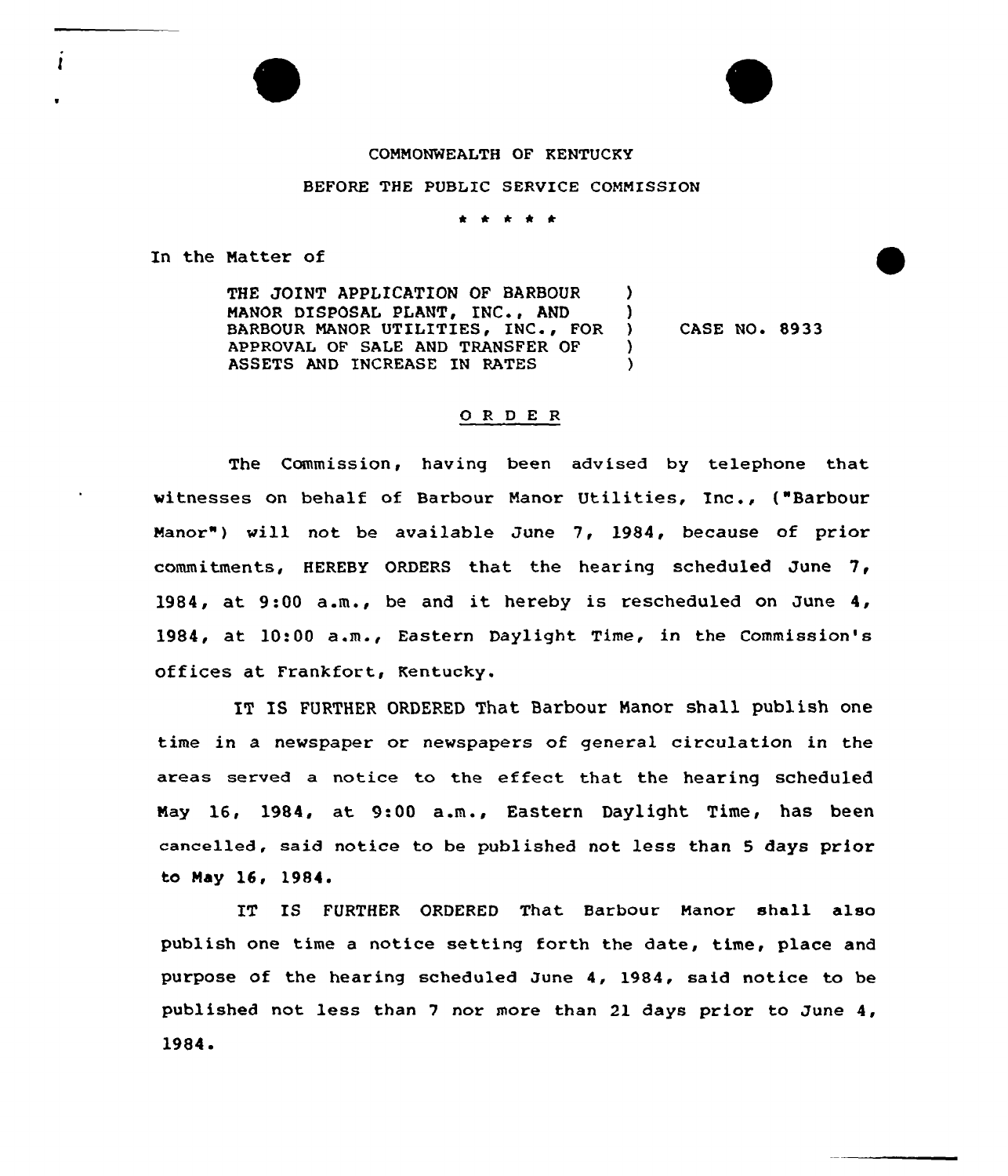COMMONWEALTH OF KENTUCKY

BEFORE THE PUBLIC SERVICE COMMISSION

\* \* \* \* \*

In the Matter of

| | | |
|---|---|---|
| THE JOINT APPLICATION OF BARBOUR MANOR DISPOSAL PLANT, INC., AND BARBOUR MANOR UTILITIES, INC., FOR APPROVAL OF SALE AND TRANSFER OF ASSETS AND INCREASE IN RATES | ) | CASE NO. 8933 |

## O R D E R

The Commission, having been advised by telephone that witnesses on behalf of Barbour Manor Utilities, Inc., ("Barbour Manor") will not be available June 7, 1984, because of prior commitments, HEREBY ORDERS that the hearing scheduled June 7, 1984, at 9:00 a.m., be and it hereby is rescheduled on June 4, 1984, at 10:00 a.m., Eastern Daylight Time, in the Commission's offices at Frankfort, Kentucky.

IT IS FURTHER ORDERED That Barbour Manor shall publish one time in a newspaper or newspapers of general circulation in the areas served a notice to the effect that the hearing scheduled May 16, 1984, at 9:00 a.m., Eastern Daylight Time, has been cancelled, said notice to be published not less than 5 days prior to May 16, 1984.

IT IS FURTHER ORDERED That Barbour Manor shall also publish one time a notice setting forth the date, time, place and purpose of the hearing scheduled June 4, 1984, said notice to be published not less than 7 nor more than 21 days prior to June 4, 1984.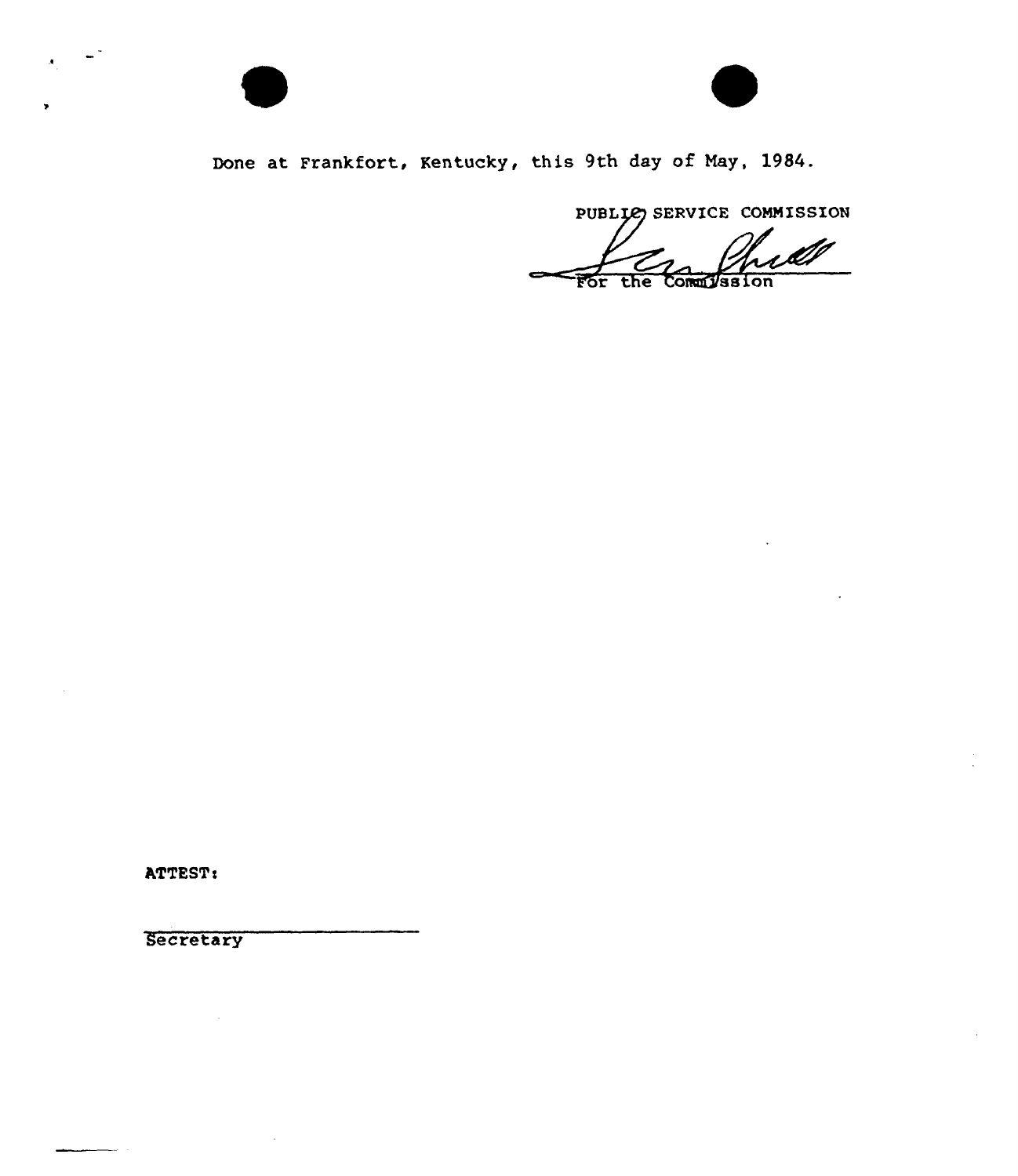Done at Frankfort, Kentucky, this 9th day of May, 1984.

PUBLIC SERVICE COMMISSION

For the Commission

ATTEST:

Secretary